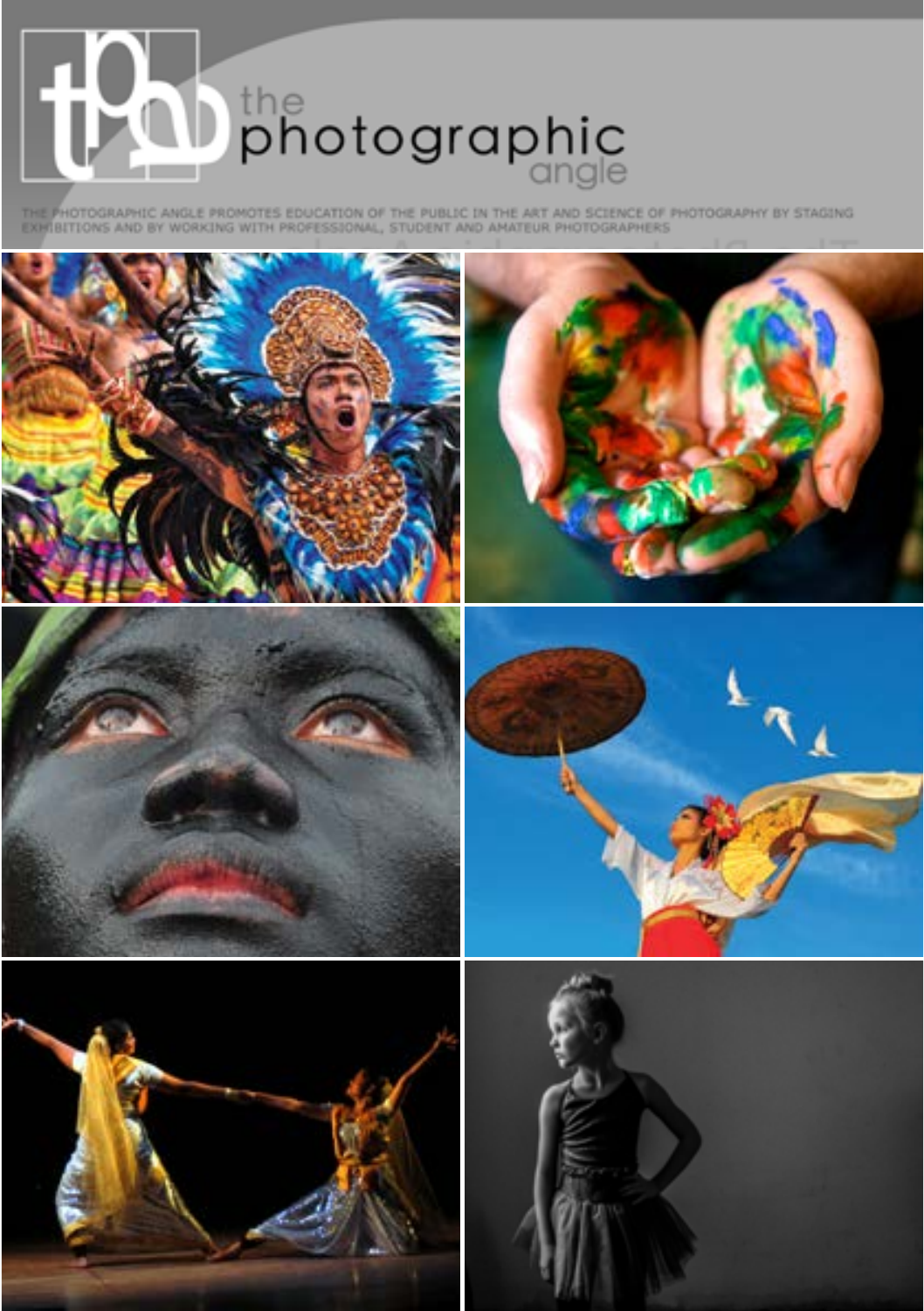# the photographic angle

THE PHOTOGRAPHIC ANGLE PROMOTES EDUCATION OF THE PUBLIC IN THE ART AND SCIENCE OF PHOTOGRAPHY BY STAGING EXHIBITIONS AND BY WORKING WITH PROFESSIONAL, STUDENT AND AMATEUR PHOTOGRAPHERS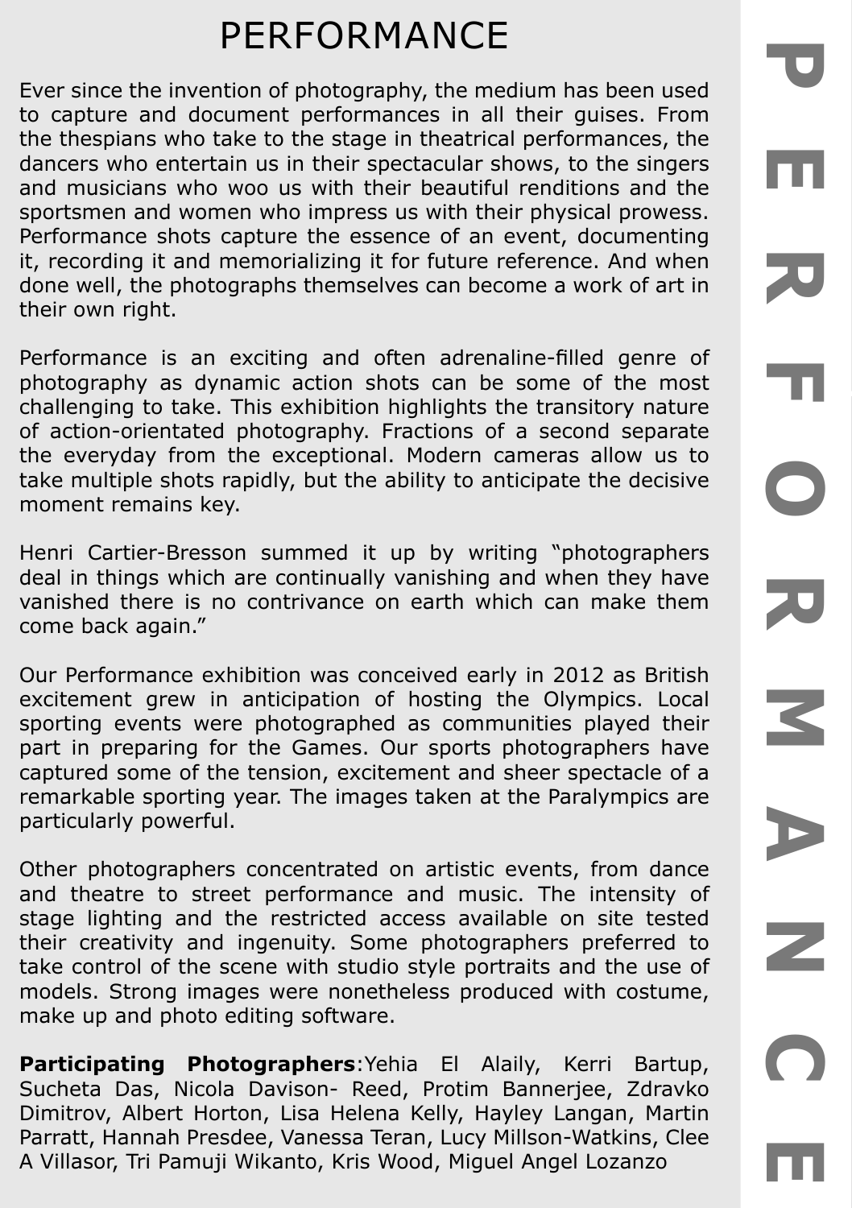# PERFORMANCE

Ever since the invention of photography, the medium has been used to capture and document performances in all their guises. From the thespians who take to the stage in theatrical performances, the dancers who entertain us in their spectacular shows, to the singers and musicians who woo us with their beautiful renditions and the sportsmen and women who impress us with their physical prowess. Performance shots capture the essence of an event, documenting it, recording it and memorializing it for future reference. And when done well, the photographs themselves can become a work of art in their own right.

Performance is an exciting and often adrenaline-filled genre of photography as dynamic action shots can be some of the most challenging to take. This exhibition highlights the transitory nature of action-orientated photography. Fractions of a second separate the everyday from the exceptional. Modern cameras allow us to take multiple shots rapidly, but the ability to anticipate the decisive moment remains key.

Henri Cartier-Bresson summed it up by writing "photographers deal in things which are continually vanishing and when they have vanished there is no contrivance on earth which can make them come back again."

Our Performance exhibition was conceived early in 2012 as British excitement grew in anticipation of hosting the Olympics. Local sporting events were photographed as communities played their part in preparing for the Games. Our sports photographers have captured some of the tension, excitement and sheer spectacle of a remarkable sporting year. The images taken at the Paralympics are particularly powerful.

Other photographers concentrated on artistic events, from dance and theatre to street performance and music. The intensity of stage lighting and the restricted access available on site tested their creativity and ingenuity. Some photographers preferred to take control of the scene with studio style portraits and the use of models. Strong images were nonetheless produced with costume, make up and photo editing software.

**Participating Photographers**:Yehia El Alaily, Kerri Bartup, Sucheta Das, Nicola Davison- Reed, Protim Bannerjee, Zdravko Dimitrov, Albert Horton, Lisa Helena Kelly, Hayley Langan, Martin Parratt, Hannah Presdee, Vanessa Teran, Lucy Millson-Watkins, Clee A Villasor, Tri Pamuji Wikanto, Kris Wood, Miguel Angel Lozanzo

PERFORMANCE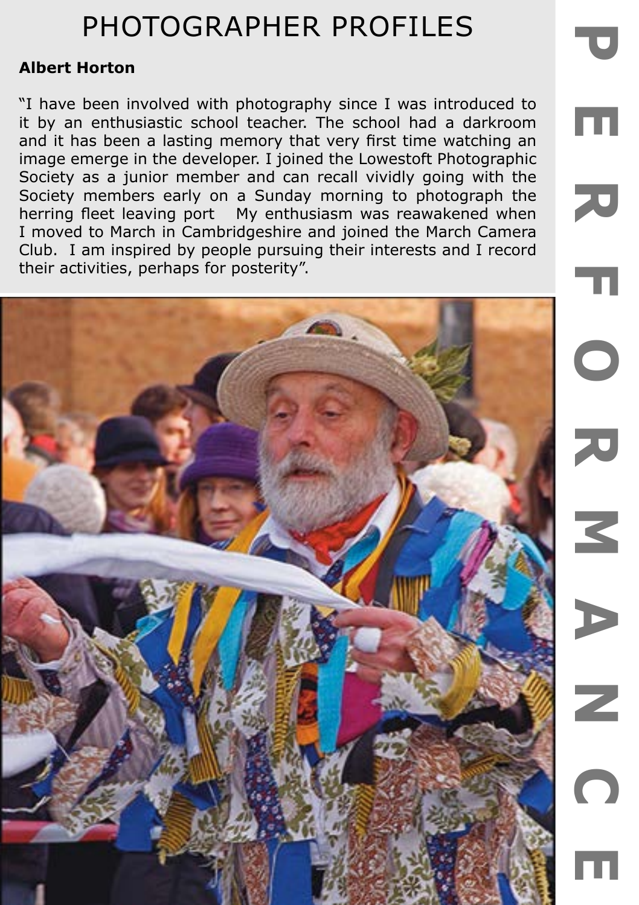# PHOTOGRAPHER PROFILES

**Albert Horton**

"I have been involved with photography since I was introduced to it by an enthusiastic school teacher. The school had a darkroom and it has been a lasting memory that very first time watching an image emerge in the developer. I joined the Lowestoft Photographic Society as a junior member and can recall vividly going with the Society members early on a Sunday morning to photograph the herring fleet leaving port   My enthusiasm was reawakened when I moved to March in Cambridgeshire and joined the March Camera Club.  I am inspired by people pursuing their interests and I record their activities, perhaps for posterity".

PERFORMANCE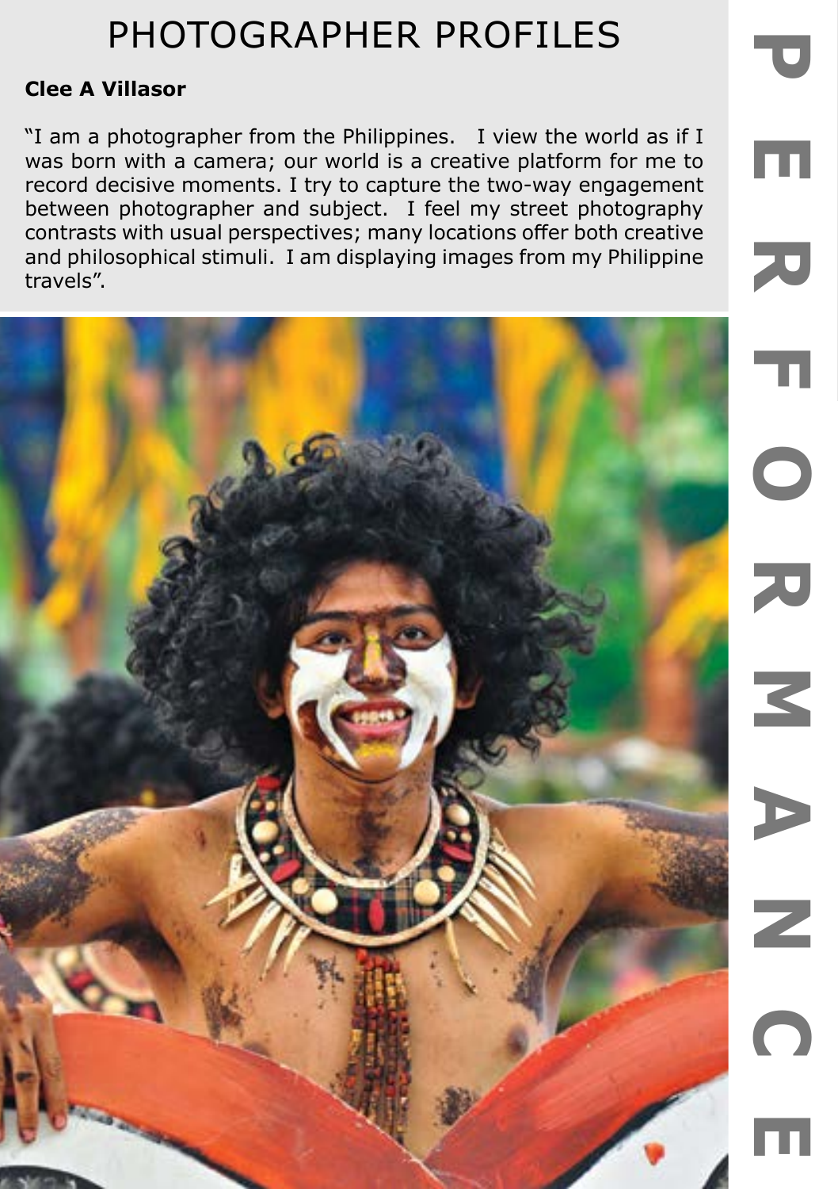# PHOTOGRAPHER PROFILES

**Clee A Villasor**

"I am a photographer from the Philippines. I view the world as if I was born with a camera; our world is a creative platform for me to record decisive moments. I try to capture the two-way engagement between photographer and subject. I feel my street photography contrasts with usual perspectives; many locations offer both creative and philosophical stimuli. I am displaying images from my Philippine travels".

PERFORMANCE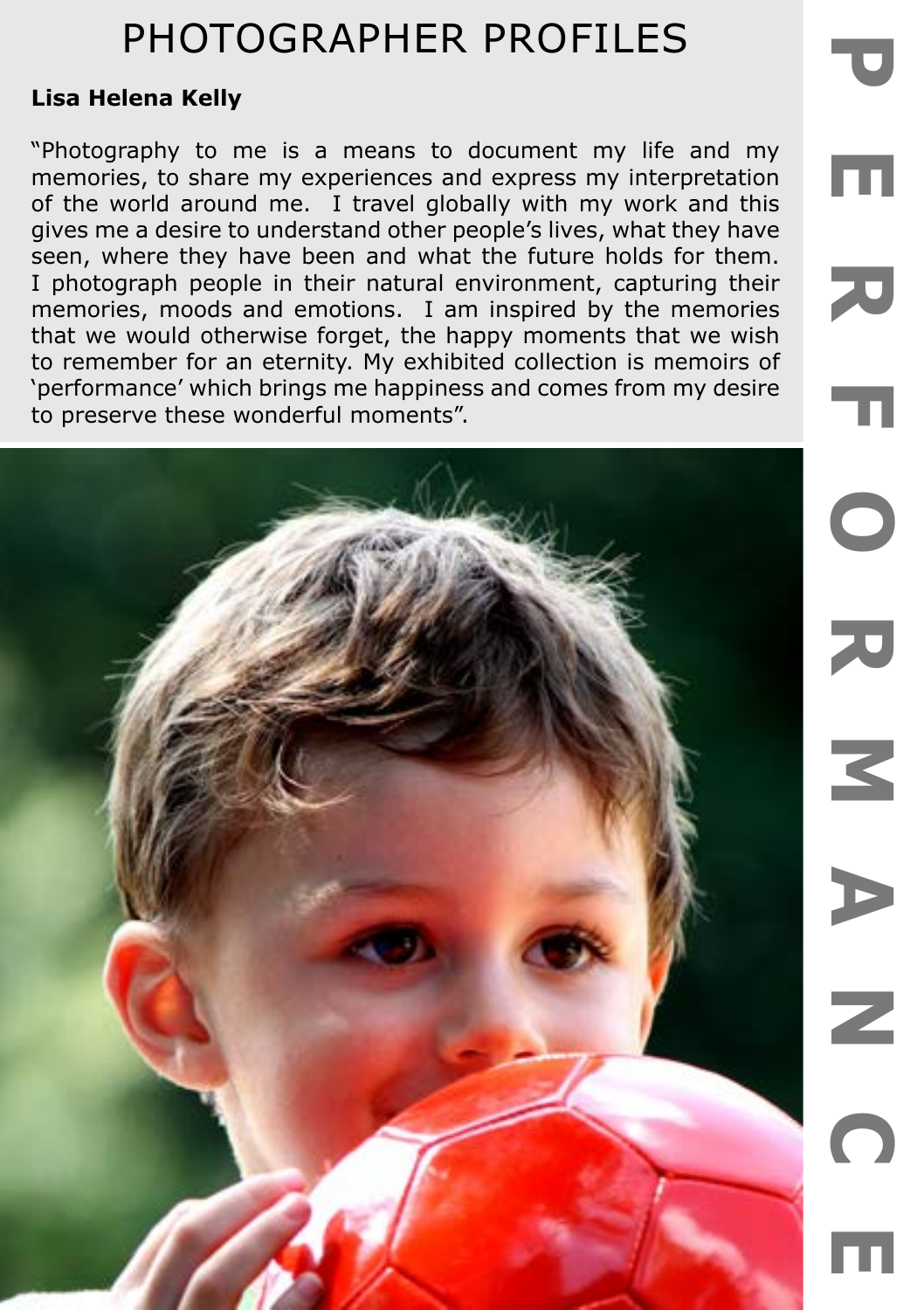# PHOTOGRAPHER PROFILES

**Lisa Helena Kelly**

"Photography to me is a means to document my life and my memories, to share my experiences and express my interpretation of the world around me. I travel globally with my work and this gives me a desire to understand other people's lives, what they have seen, where they have been and what the future holds for them. I photograph people in their natural environment, capturing their memories, moods and emotions. I am inspired by the memories that we would otherwise forget, the happy moments that we wish to remember for an eternity. My exhibited collection is memoirs of 'performance' which brings me happiness and comes from my desire to preserve these wonderful moments".

PERFORMANCE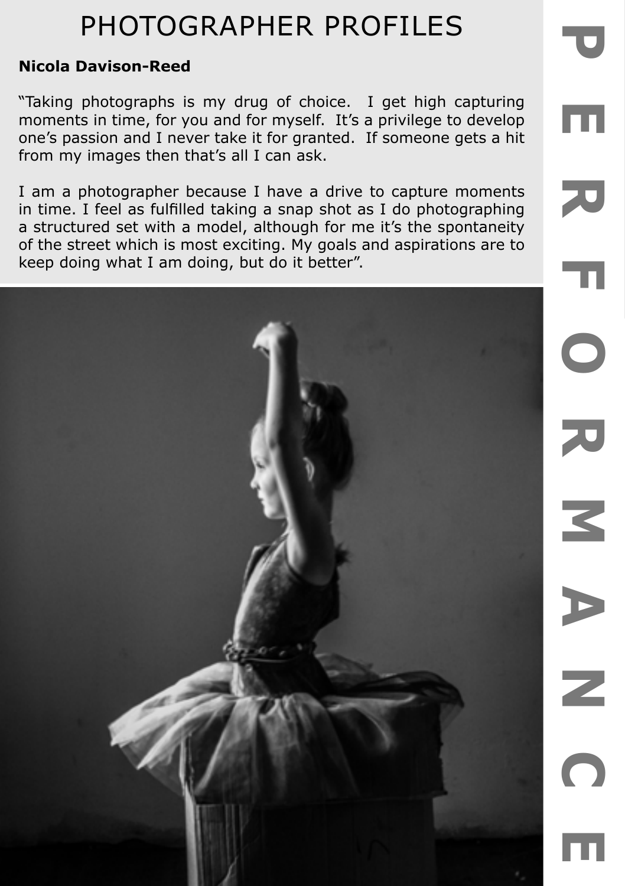# PHOTOGRAPHER PROFILES

**Nicola Davison-Reed**

"Taking photographs is my drug of choice. I get high capturing moments in time, for you and for myself. It's a privilege to develop one's passion and I never take it for granted. If someone gets a hit from my images then that's all I can ask.

I am a photographer because I have a drive to capture moments in time. I feel as fulfilled taking a snap shot as I do photographing a structured set with a model, although for me it's the spontaneity of the street which is most exciting. My goals and aspirations are to keep doing what I am doing, but do it better".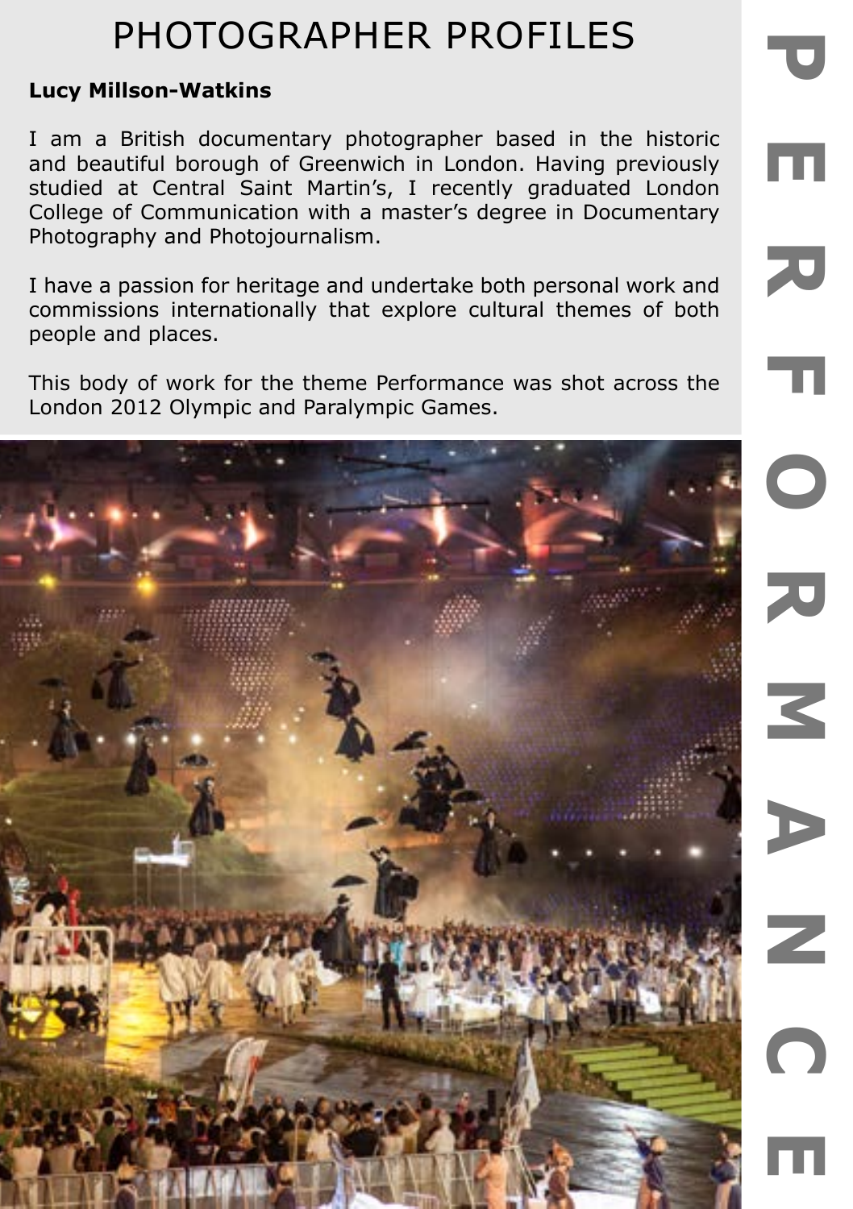# PHOTOGRAPHER PROFILES

**Lucy Millson-Watkins**

I am a British documentary photographer based in the historic and beautiful borough of Greenwich in London. Having previously studied at Central Saint Martin's, I recently graduated London College of Communication with a master's degree in Documentary Photography and Photojournalism.

I have a passion for heritage and undertake both personal work and commissions internationally that explore cultural themes of both people and places.

This body of work for the theme Performance was shot across the London 2012 Olympic and Paralympic Games.

PERFORMANCE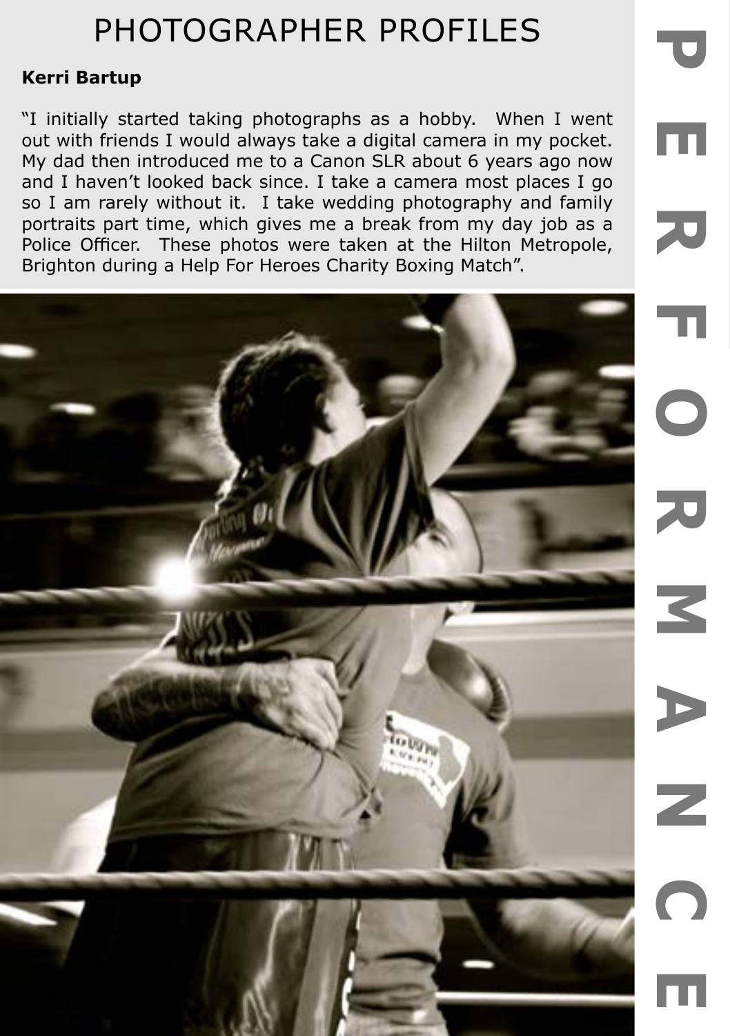# PHOTOGRAPHER PROFILES

**Kerri Bartup**

"I initially started taking photographs as a hobby. When I went out with friends I would always take a digital camera in my pocket. My dad then introduced me to a Canon SLR about 6 years ago now and I haven't looked back since. I take a camera most places I go so I am rarely without it. I take wedding photography and family portraits part time, which gives me a break from my day job as a Police Officer. These photos were taken at the Hilton Metropole, Brighton during a Help For Heroes Charity Boxing Match".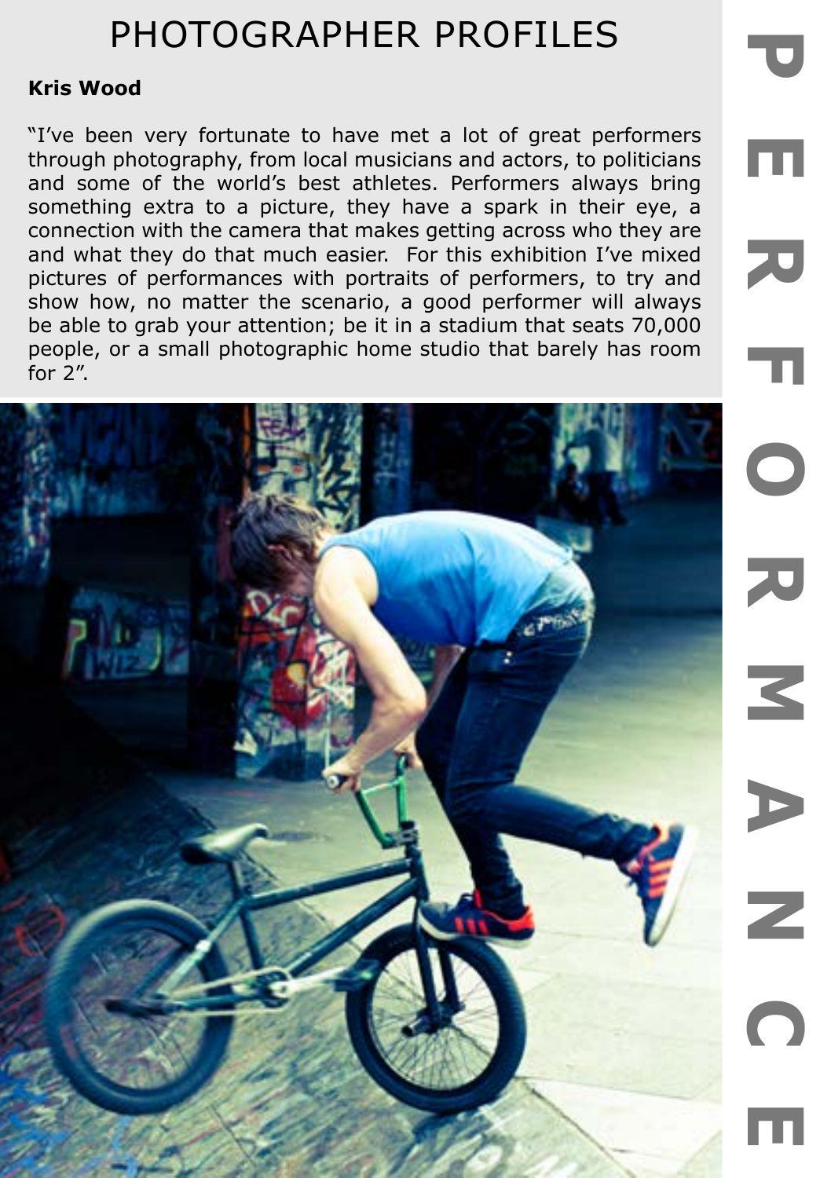# PHOTOGRAPHER PROFILES

**Kris Wood**

"I've been very fortunate to have met a lot of great performers through photography, from local musicians and actors, to politicians and some of the world's best athletes. Performers always bring something extra to a picture, they have a spark in their eye, a connection with the camera that makes getting across who they are and what they do that much easier.  For this exhibition I've mixed pictures of performances with portraits of performers, to try and show how, no matter the scenario, a good performer will always be able to grab your attention; be it in a stadium that seats 70,000 people, or a small photographic home studio that barely has room for 2".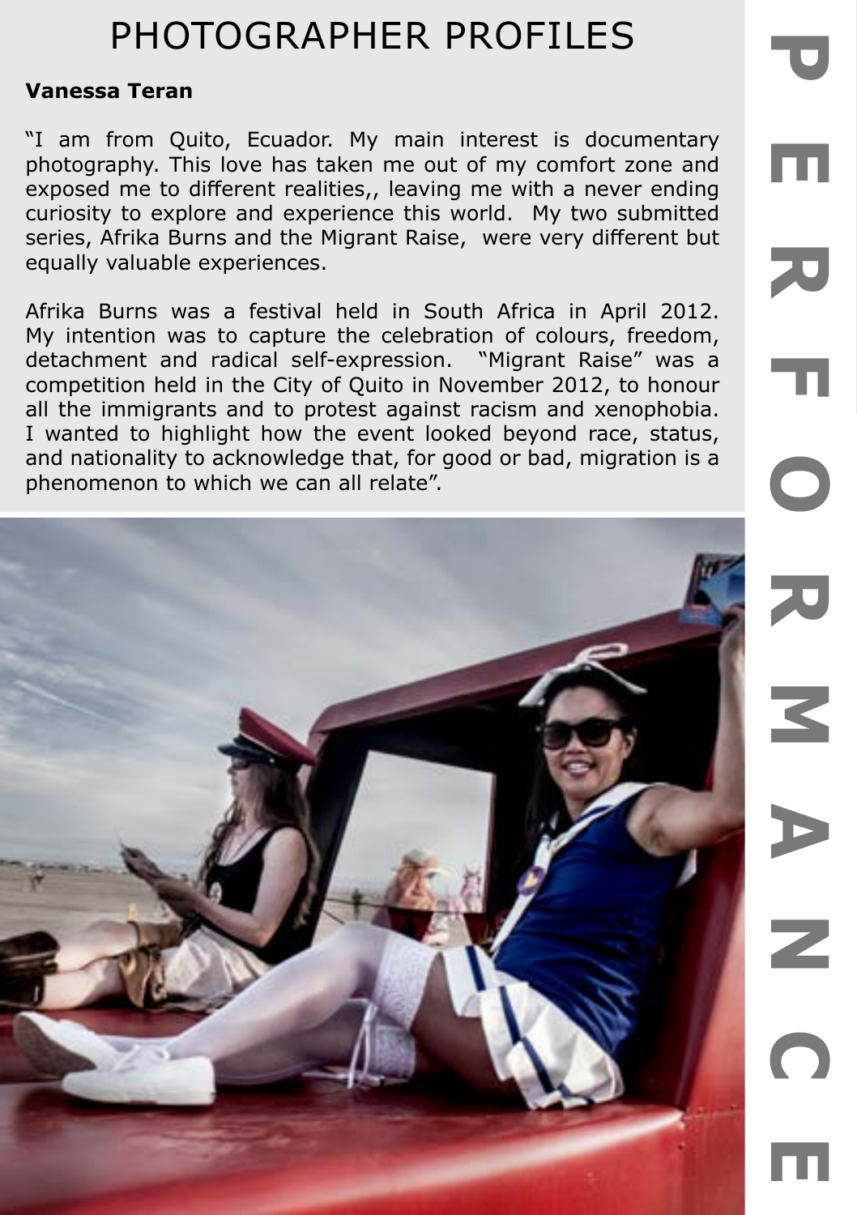# PHOTOGRAPHER PROFILES

**Vanessa Teran**

"I am from Quito, Ecuador. My main interest is documentary photography. This love has taken me out of my comfort zone and exposed me to different realities,, leaving me with a never ending curiosity to explore and experience this world. My two submitted series, Afrika Burns and the Migrant Raise, were very different but equally valuable experiences.

Afrika Burns was a festival held in South Africa in April 2012. My intention was to capture the celebration of colours, freedom, detachment and radical self-expression. "Migrant Raise" was a competition held in the City of Quito in November 2012, to honour all the immigrants and to protest against racism and xenophobia. I wanted to highlight how the event looked beyond race, status, and nationality to acknowledge that, for good or bad, migration is a phenomenon to which we can all relate".

PERFORMANCE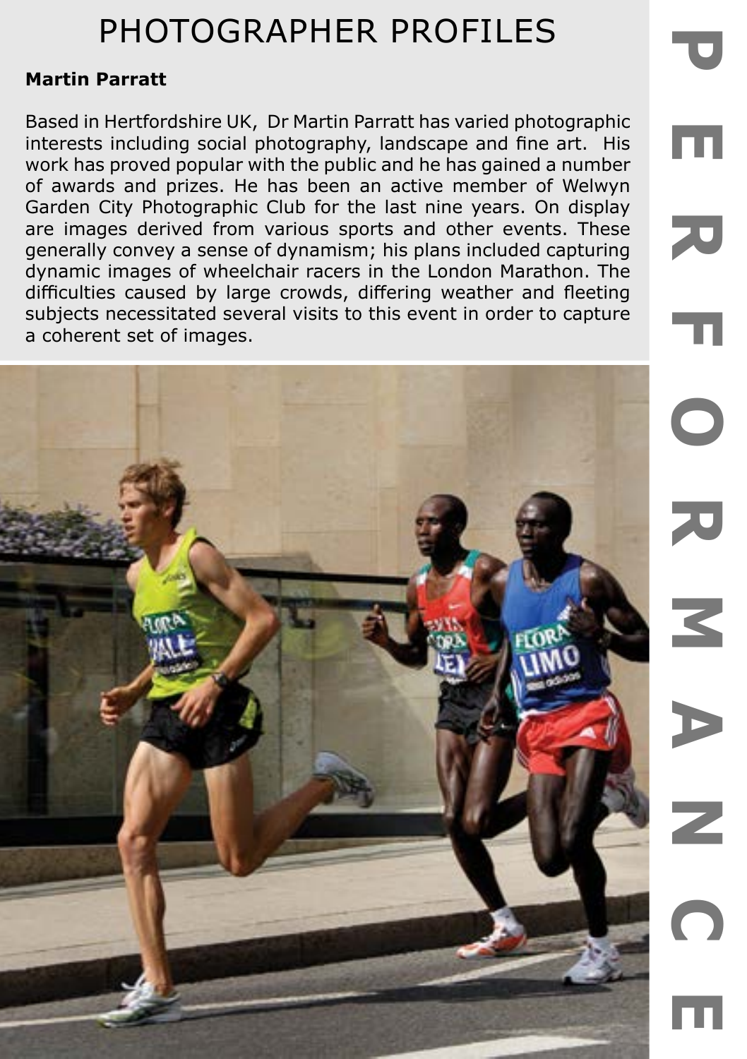# PHOTOGRAPHER PROFILES

**Martin Parratt**

Based in Hertfordshire UK, Dr Martin Parratt has varied photographic interests including social photography, landscape and fine art. His work has proved popular with the public and he has gained a number of awards and prizes. He has been an active member of Welwyn Garden City Photographic Club for the last nine years. On display are images derived from various sports and other events. These generally convey a sense of dynamism; his plans included capturing dynamic images of wheelchair racers in the London Marathon. The difficulties caused by large crowds, differing weather and fleeting subjects necessitated several visits to this event in order to capture a coherent set of images.

PERFORMANCE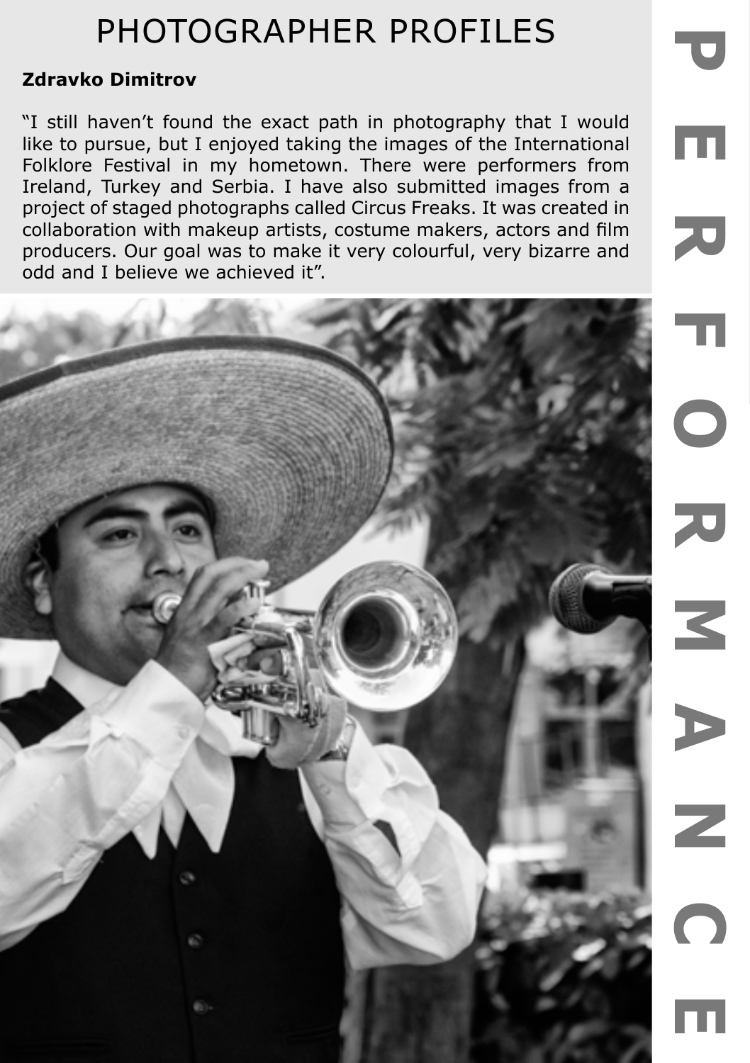# PHOTOGRAPHER PROFILES

**Zdravko Dimitrov**

"I still haven't found the exact path in photography that I would like to pursue, but I enjoyed taking the images of the International Folklore Festival in my hometown. There were performers from Ireland, Turkey and Serbia. I have also submitted images from a project of staged photographs called Circus Freaks. It was created in collaboration with makeup artists, costume makers, actors and film producers. Our goal was to make it very colourful, very bizarre and odd and I believe we achieved it".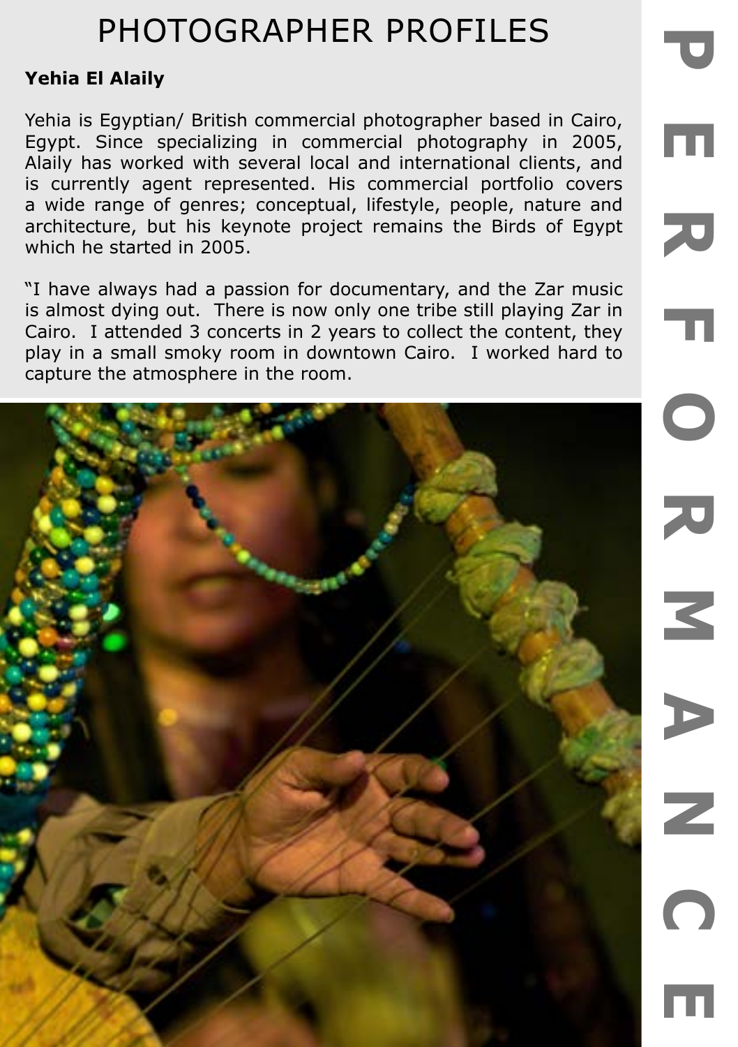# PHOTOGRAPHER PROFILES

**Yehia El Alaily**

Yehia is Egyptian/ British commercial photographer based in Cairo, Egypt. Since specializing in commercial photography in 2005, Alaily has worked with several local and international clients, and is currently agent represented. His commercial portfolio covers a wide range of genres; conceptual, lifestyle, people, nature and architecture, but his keynote project remains the Birds of Egypt which he started in 2005.

"I have always had a passion for documentary, and the Zar music is almost dying out. There is now only one tribe still playing Zar in Cairo. I attended 3 concerts in 2 years to collect the content, they play in a small smoky room in downtown Cairo. I worked hard to capture the atmosphere in the room.

PERFORMANCE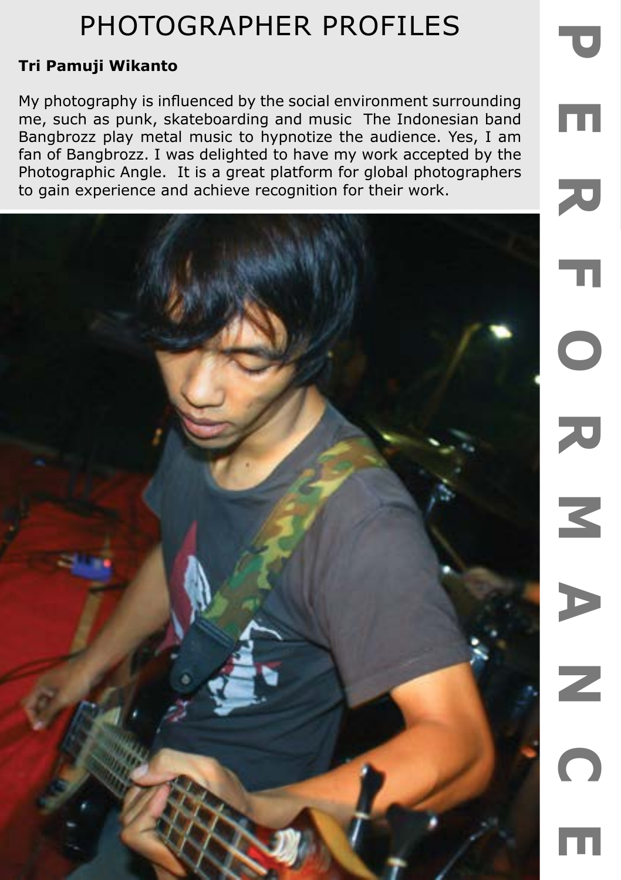# PHOTOGRAPHER PROFILES

**Tri Pamuji Wikanto**

My photography is influenced by the social environment surrounding me, such as punk, skateboarding and music  The Indonesian band Bangbrozz play metal music to hypnotize the audience. Yes, I am fan of Bangbrozz. I was delighted to have my work accepted by the Photographic Angle.  It is a great platform for global photographers to gain experience and achieve recognition for their work.

PERFORMANCE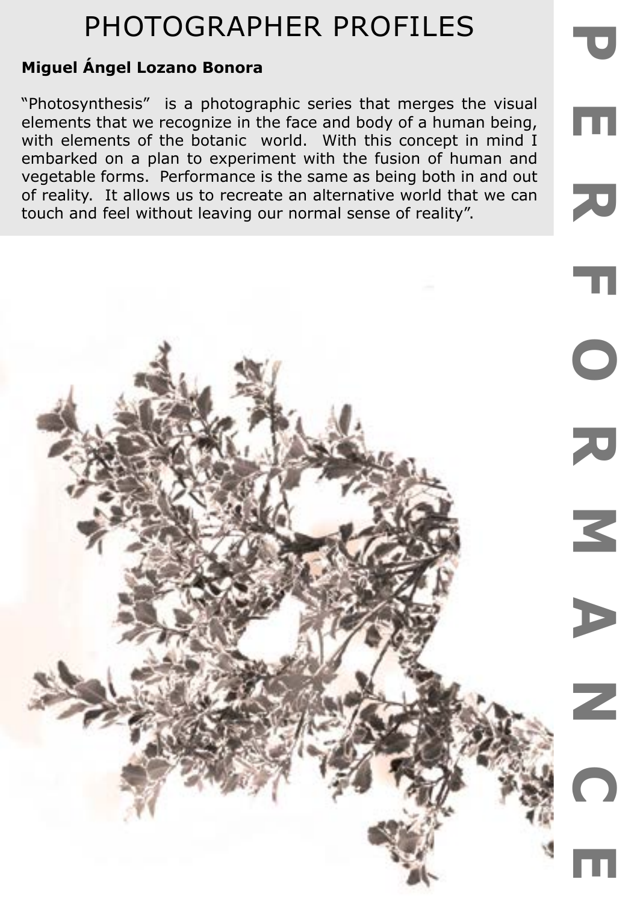# PHOTOGRAPHER PROFILES

**Miguel Ángel Lozano Bonora**

"Photosynthesis" is a photographic series that merges the visual elements that we recognize in the face and body of a human being, with elements of the botanic world. With this concept in mind I embarked on a plan to experiment with the fusion of human and vegetable forms. Performance is the same as being both in and out of reality. It allows us to recreate an alternative world that we can touch and feel without leaving our normal sense of reality".

PERFORMANCE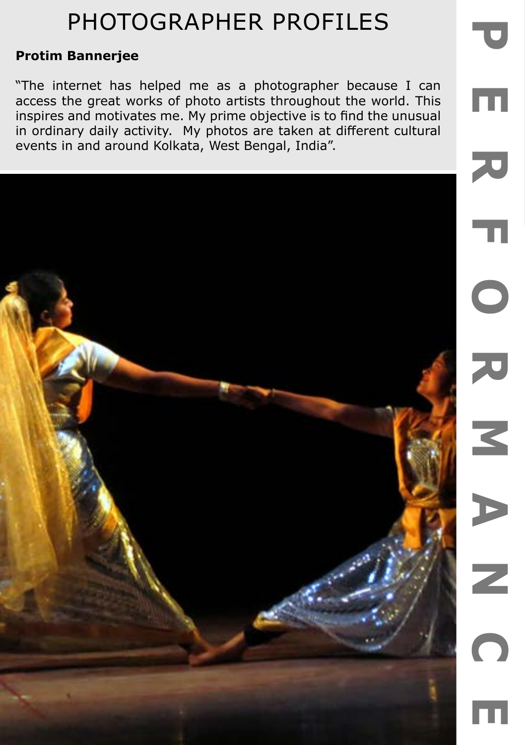# PHOTOGRAPHER PROFILES

**Protim Bannerjee**

"The internet has helped me as a photographer because I can access the great works of photo artists throughout the world. This inspires and motivates me. My prime objective is to find the unusual in ordinary daily activity. My photos are taken at different cultural events in and around Kolkata, West Bengal, India".

PERFORMANCE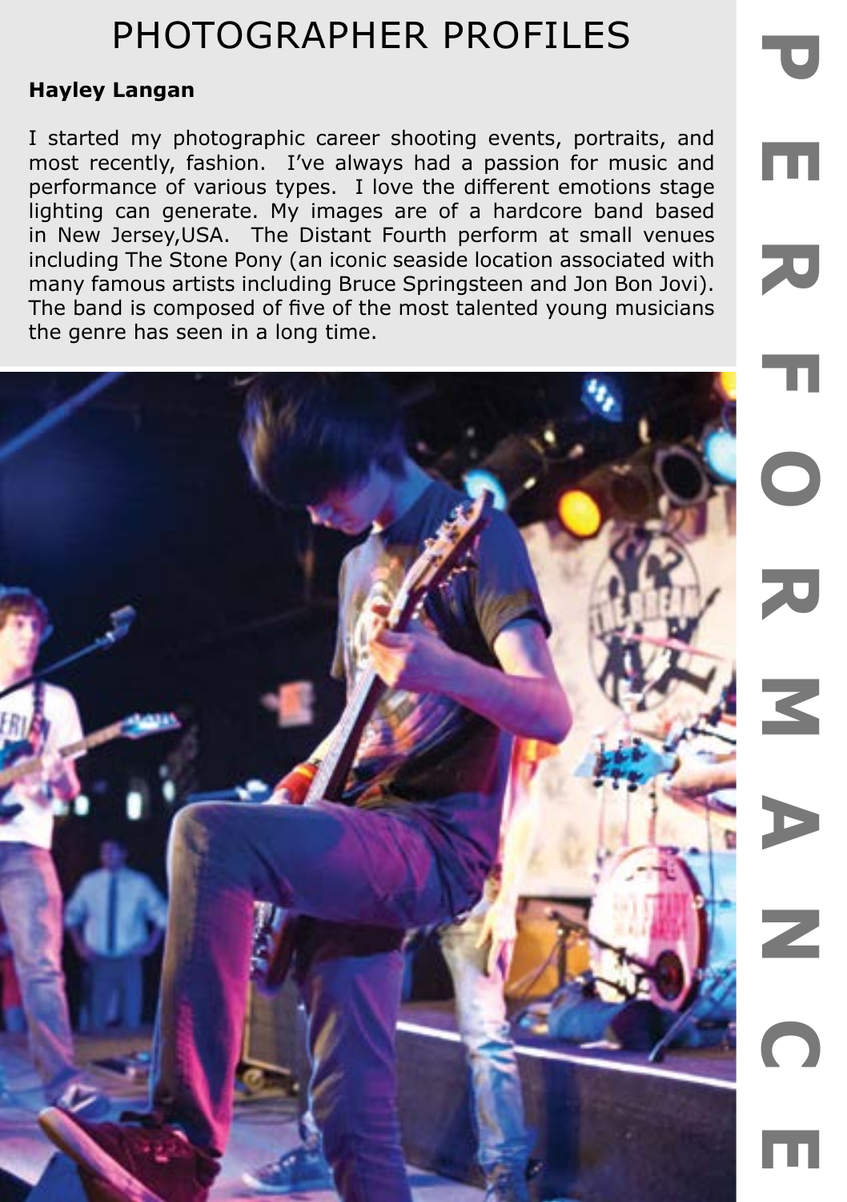# PHOTOGRAPHER PROFILES

**Hayley Langan**

I started my photographic career shooting events, portraits, and most recently, fashion. I've always had a passion for music and performance of various types. I love the different emotions stage lighting can generate. My images are of a hardcore band based in New Jersey,USA. The Distant Fourth perform at small venues including The Stone Pony (an iconic seaside location associated with many famous artists including Bruce Springsteen and Jon Bon Jovi). The band is composed of five of the most talented young musicians the genre has seen in a long time.

PERFORMANCE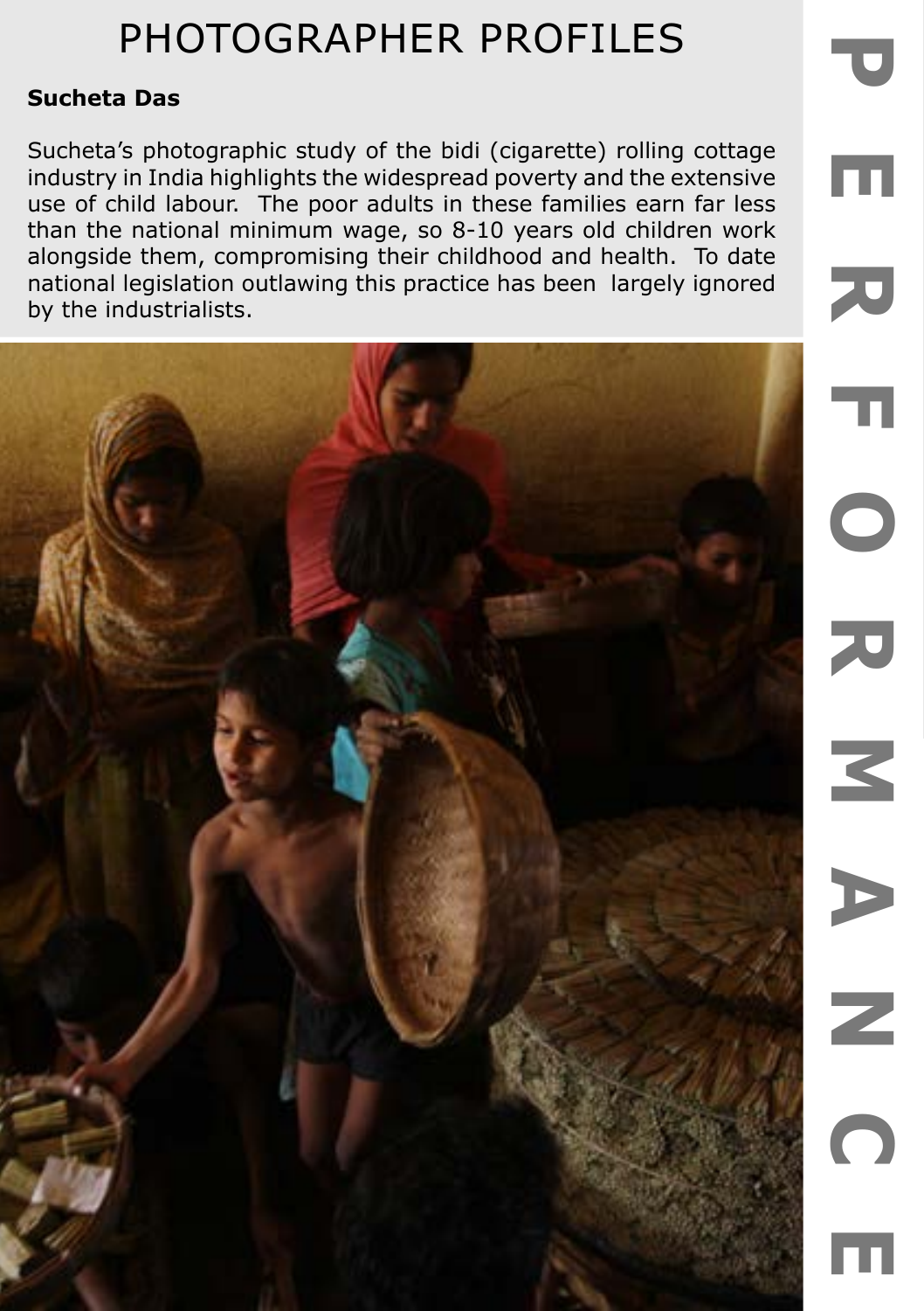# PHOTOGRAPHER PROFILES

**Sucheta Das**

Sucheta's photographic study of the bidi (cigarette) rolling cottage industry in India highlights the widespread poverty and the extensive use of child labour. The poor adults in these families earn far less than the national minimum wage, so 8-10 years old children work alongside them, compromising their childhood and health. To date national legislation outlawing this practice has been largely ignored by the industrialists.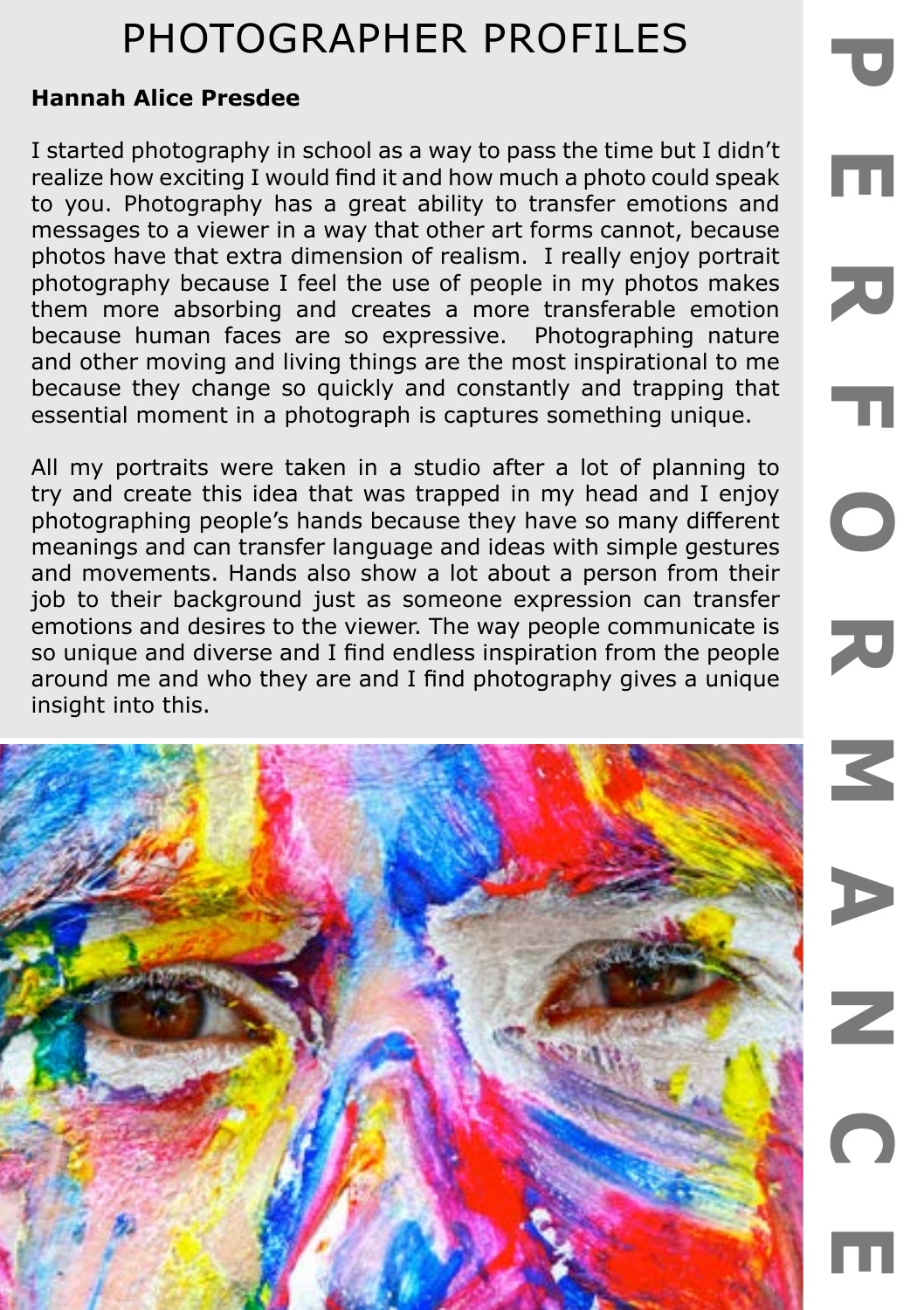# PHOTOGRAPHER PROFILES

**Hannah Alice Presdee**

I started photography in school as a way to pass the time but I didn't realize how exciting I would find it and how much a photo could speak to you. Photography has a great ability to transfer emotions and messages to a viewer in a way that other art forms cannot, because photos have that extra dimension of realism. I really enjoy portrait photography because I feel the use of people in my photos makes them more absorbing and creates a more transferable emotion because human faces are so expressive. Photographing nature and other moving and living things are the most inspirational to me because they change so quickly and constantly and trapping that essential moment in a photograph is captures something unique.

All my portraits were taken in a studio after a lot of planning to try and create this idea that was trapped in my head and I enjoy photographing people's hands because they have so many different meanings and can transfer language and ideas with simple gestures and movements. Hands also show a lot about a person from their job to their background just as someone expression can transfer emotions and desires to the viewer. The way people communicate is so unique and diverse and I find endless inspiration from the people around me and who they are and I find photography gives a unique insight into this.

PERFORMANCE